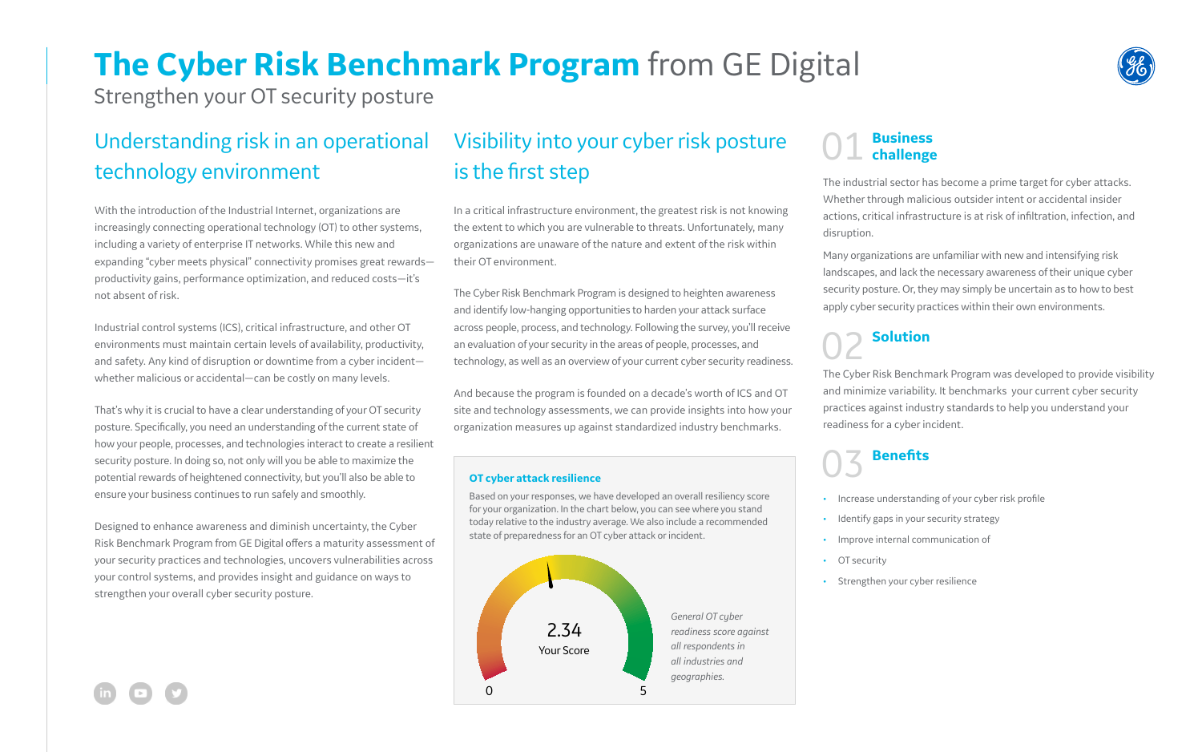# The Cyber Risk Benchmark Program from GE Digital

Strengthen your OT security posture

## Understanding risk in an operational technology environment

With the introduction of the Industrial Internet, organizations are increasingly connecting operational technology (OT) to other systems, including a variety of enterprise IT networks. While this new and expanding "cyber meets physical" connectivity promises great rewards—productivity gains, performance optimization, and reduced costs—it's not absent of risk.

Industrial control systems (ICS), critical infrastructure, and other OT environments must maintain certain levels of availability, productivity, and safety. Any kind of disruption or downtime from a cyber incident—whether malicious or accidental—can be costly on many levels.

That's why it is crucial to have a clear understanding of your OT security posture. Specifically, you need an understanding of the current state of how your people, processes, and technologies interact to create a resilient security posture. In doing so, not only will you be able to maximize the potential rewards of heightened connectivity, but you'll also be able to ensure your business continues to run safely and smoothly.

Designed to enhance awareness and diminish uncertainty, the Cyber Risk Benchmark Program from GE Digital offers a maturity assessment of your security practices and technologies, uncovers vulnerabilities across your control systems, and provides insight and guidance on ways to strengthen your overall cyber security posture.

## Visibility into your cyber risk posture is the first step

In a critical infrastructure environment, the greatest risk is not knowing the extent to which you are vulnerable to threats. Unfortunately, many organizations are unaware of the nature and extent of the risk within their OT environment.

The Cyber Risk Benchmark Program is designed to heighten awareness and identify low-hanging opportunities to harden your attack surface across people, process, and technology. Following the survey, you'll receive an evaluation of your security in the areas of people, processes, and technology, as well as an overview of your current cyber security readiness.

And because the program is founded on a decade's worth of ICS and OT site and technology assessments, we can provide insights into how your organization measures up against standardized industry benchmarks.

### OT cyber attack resilience

Based on your responses, we have developed an overall resiliency score for your organization. In the chart below, you can see where you stand today relative to the industry average. We also include a recommended state of preparedness for an OT cyber attack or incident.

2.34
Your Score

0 — 5

*General OT cyber readiness score against all respondents in all industries and geographies.*

## 01 Business challenge

The industrial sector has become a prime target for cyber attacks. Whether through malicious outsider intent or accidental insider actions, critical infrastructure is at risk of infiltration, infection, and disruption.

Many organizations are unfamiliar with new and intensifying risk landscapes, and lack the necessary awareness of their unique cyber security posture. Or, they may simply be uncertain as to how to best apply cyber security practices within their own environments.

## 02 Solution

The Cyber Risk Benchmark Program was developed to provide visibility and minimize variability. It benchmarks your current cyber security practices against industry standards to help you understand your readiness for a cyber incident.

## 03 Benefits

- Increase understanding of your cyber risk profile
- Identify gaps in your security strategy
- Improve internal communication of
- OT security
- Strengthen your cyber resilience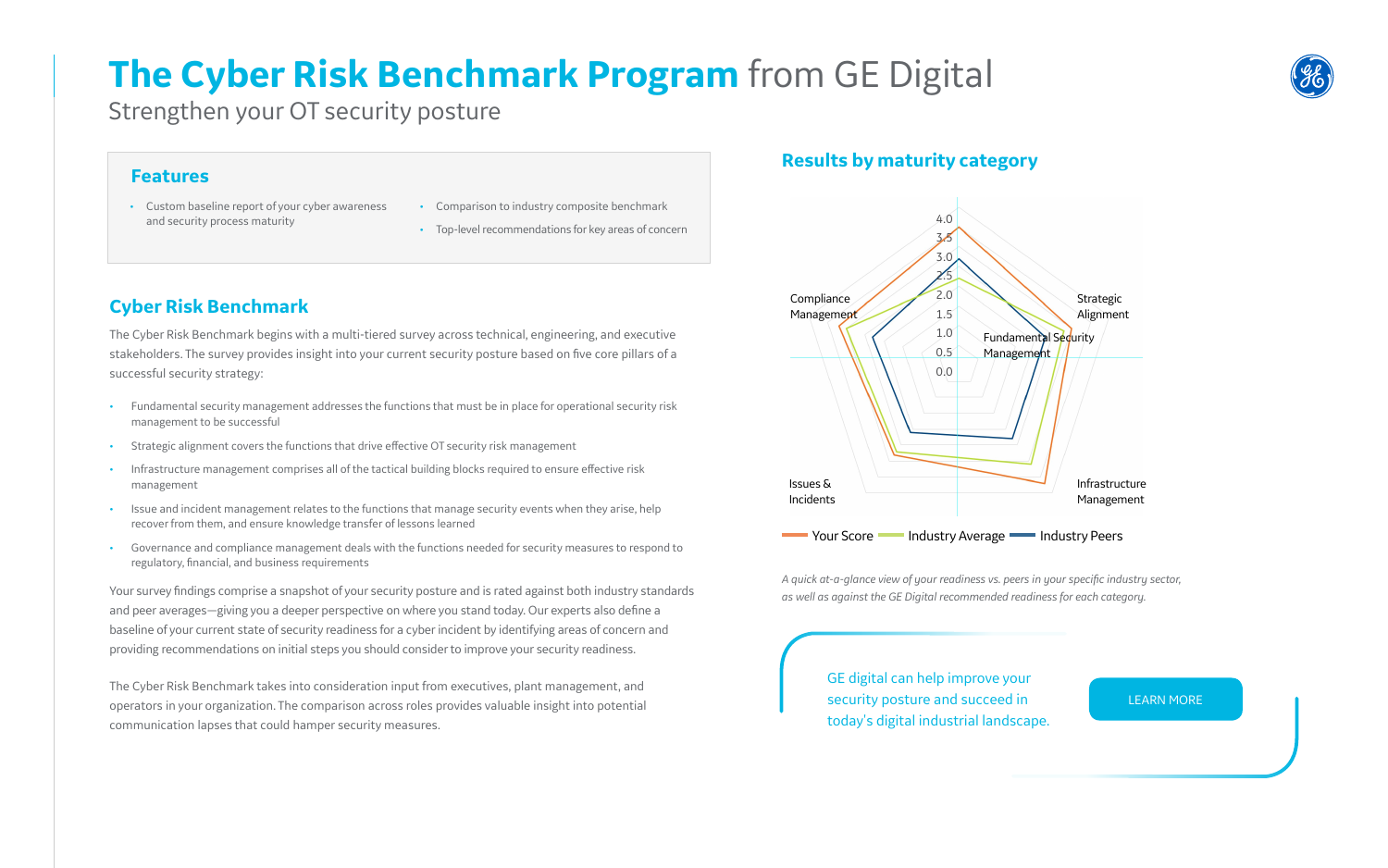# The Cyber Risk Benchmark Program from GE Digital

Strengthen your OT security posture

## Features

- Custom baseline report of your cyber awareness and security process maturity
- Comparison to industry composite benchmark
- Top-level recommendations for key areas of concern

## Cyber Risk Benchmark

The Cyber Risk Benchmark begins with a multi-tiered survey across technical, engineering, and executive stakeholders. The survey provides insight into your current security posture based on five core pillars of a successful security strategy:

- Fundamental security management addresses the functions that must be in place for operational security risk management to be successful
- Strategic alignment covers the functions that drive effective OT security risk management
- Infrastructure management comprises all of the tactical building blocks required to ensure effective risk management
- Issue and incident management relates to the functions that manage security events when they arise, help recover from them, and ensure knowledge transfer of lessons learned
- Governance and compliance management deals with the functions needed for security measures to respond to regulatory, financial, and business requirements

Your survey findings comprise a snapshot of your security posture and is rated against both industry standards and peer averages—giving you a deeper perspective on where you stand today. Our experts also define a baseline of your current state of security readiness for a cyber incident by identifying areas of concern and providing recommendations on initial steps you should consider to improve your security readiness.

The Cyber Risk Benchmark takes into consideration input from executives, plant management, and operators in your organization. The comparison across roles provides valuable insight into potential communication lapses that could hamper security measures.

## Results by maturity category

Fundamental Security Management · Strategic Alignment · Infrastructure Management · Issues & Incidents · Compliance Management

Scale: 0.0 – 4.0

Your Score · Industry Average · Industry Peers

*A quick at-a-glance view of your readiness vs. peers in your specific industry sector, as well as against the GE Digital recommended readiness for each category.*

GE digital can help improve your security posture and succeed in today's digital industrial landscape.

LEARN MORE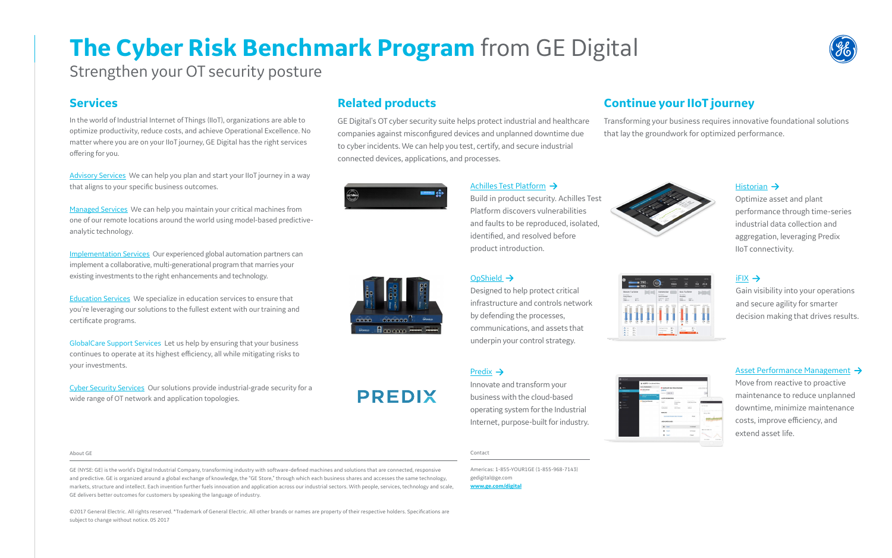# The Cyber Risk Benchmark Program from GE Digital

Strengthen your OT security posture

## Services

In the world of Industrial Internet of Things (IIoT), organizations are able to optimize productivity, reduce costs, and achieve Operational Excellence. No matter where you are on your IIoT journey, GE Digital has the right services offering for you.

Advisory Services We can help you plan and start your IIoT journey in a way that aligns to your specific business outcomes.

Managed Services We can help you maintain your critical machines from one of our remote locations around the world using model-based predictive-analytic technology.

Implementation Services Our experienced global automation partners can implement a collaborative, multi-generational program that marries your existing investments to the right enhancements and technology.

Education Services We specialize in education services to ensure that you're leveraging our solutions to the fullest extent with our training and certificate programs.

GlobalCare Support Services Let us help by ensuring that your business continues to operate at its highest efficiency, all while mitigating risks to your investments.

Cyber Security Services Our solutions provide industrial-grade security for a wide range of OT network and application topologies.

## Related products

GE Digital's OT cyber security suite helps protect industrial and healthcare companies against misconfigured devices and unplanned downtime due to cyber incidents. We can help you test, certify, and secure industrial connected devices, applications, and processes.

Achilles Test Platform →
Build in product security. Achilles Test Platform discovers vulnerabilities and faults to be reproduced, isolated, identified, and resolved before product introduction.

OpShield →
Designed to help protect critical infrastructure and controls network by defending the processes, communications, and assets that underpin your control strategy.

PREDIX

Predix →
Innovate and transform your business with the cloud-based operating system for the Industrial Internet, purpose-built for industry.

## Continue your IIoT journey

Transforming your business requires innovative foundational solutions that lay the groundwork for optimized performance.

Historian →
Optimize asset and plant performance through time-series industrial data collection and aggregation, leveraging Predix IIoT connectivity.

iFIX →
Gain visibility into your operations and secure agility for smarter decision making that drives results.

Asset Performance Management →
Move from reactive to proactive maintenance to reduce unplanned downtime, minimize maintenance costs, improve efficiency, and extend asset life.

About GE

GE (NYSE: GE) is the world's Digital Industrial Company, transforming industry with software-defined machines and solutions that are connected, responsive and predictive. GE is organized around a global exchange of knowledge, the "GE Store," through which each business shares and accesses the same technology, markets, structure and intellect. Each invention further fuels innovation and application across our industrial sectors. With people, services, technology and scale, GE delivers better outcomes for customers by speaking the language of industry.

©2017 General Electric. All rights reserved. *Trademark of General Electric. All other brands or names are property of their respective holders. Specifications are subject to change without notice. 05 2017

Contact

Americas: 1-855-YOUR1GE (1-855-968-7143)
gedigital@ge.com
**www.ge.com/digital**